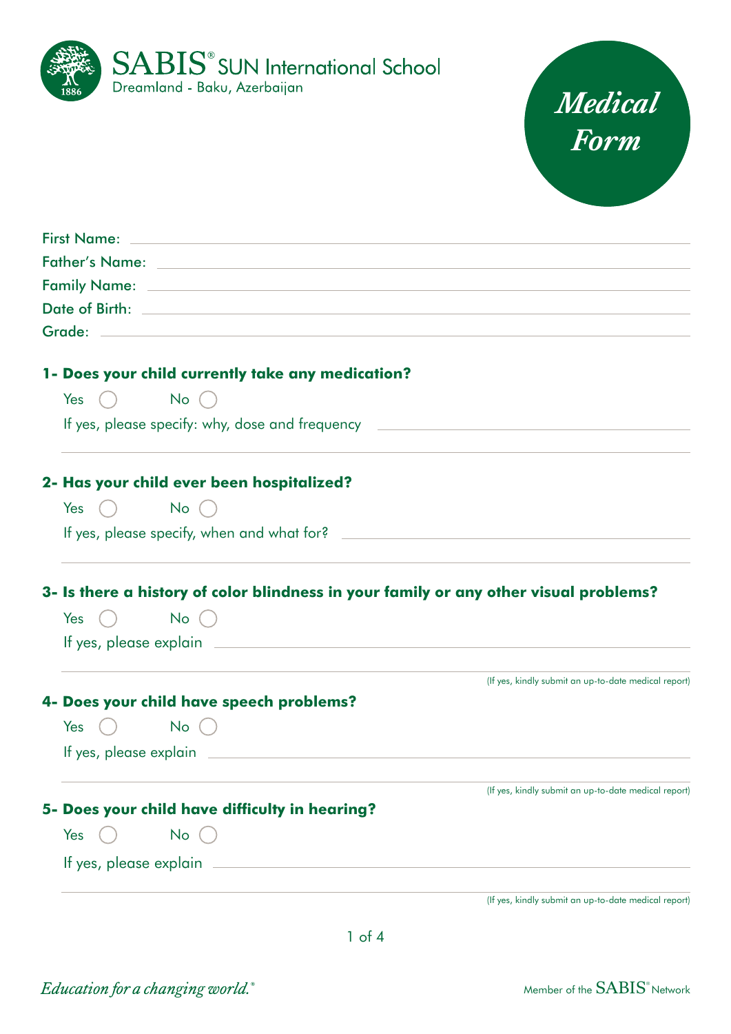SABIS® SUN International School
Dreamland - Baku, Azerbaijan

# Medical Form

First Name: \_\_\_\_\_\_\_\_\_\_\_\_\_\_\_\_\_\_\_\_

Father's Name: \_\_\_\_\_\_\_\_\_\_\_\_\_\_\_\_\_\_\_\_

Family Name: \_\_\_\_\_\_\_\_\_\_\_\_\_\_\_\_\_\_\_\_

Date of Birth: \_\_\_\_\_\_\_\_\_\_\_\_\_\_\_\_\_\_\_\_

Grade: \_\_\_\_\_\_\_\_\_\_\_\_\_\_\_\_\_\_\_\_

**1- Does your child currently take any medication?**

Yes ◯ No ◯

If yes, please specify: why, dose and frequency \_\_\_\_\_\_\_\_\_\_\_\_\_\_\_\_\_\_\_\_

**2- Has your child ever been hospitalized?**

Yes ◯ No ◯

If yes, please specify, when and what for? \_\_\_\_\_\_\_\_\_\_\_\_\_\_\_\_\_\_\_\_

**3- Is there a history of color blindness in your family or any other visual problems?**

Yes ◯ No ◯

If yes, please explain \_\_\_\_\_\_\_\_\_\_\_\_\_\_\_\_\_\_\_\_

(If yes, kindly submit an up-to-date medical report)

**4- Does your child have speech problems?**

Yes ◯ No ◯

If yes, please explain \_\_\_\_\_\_\_\_\_\_\_\_\_\_\_\_\_\_\_\_

(If yes, kindly submit an up-to-date medical report)

**5- Does your child have difficulty in hearing?**

Yes ◯ No ◯

If yes, please explain \_\_\_\_\_\_\_\_\_\_\_\_\_\_\_\_\_\_\_\_

(If yes, kindly submit an up-to-date medical report)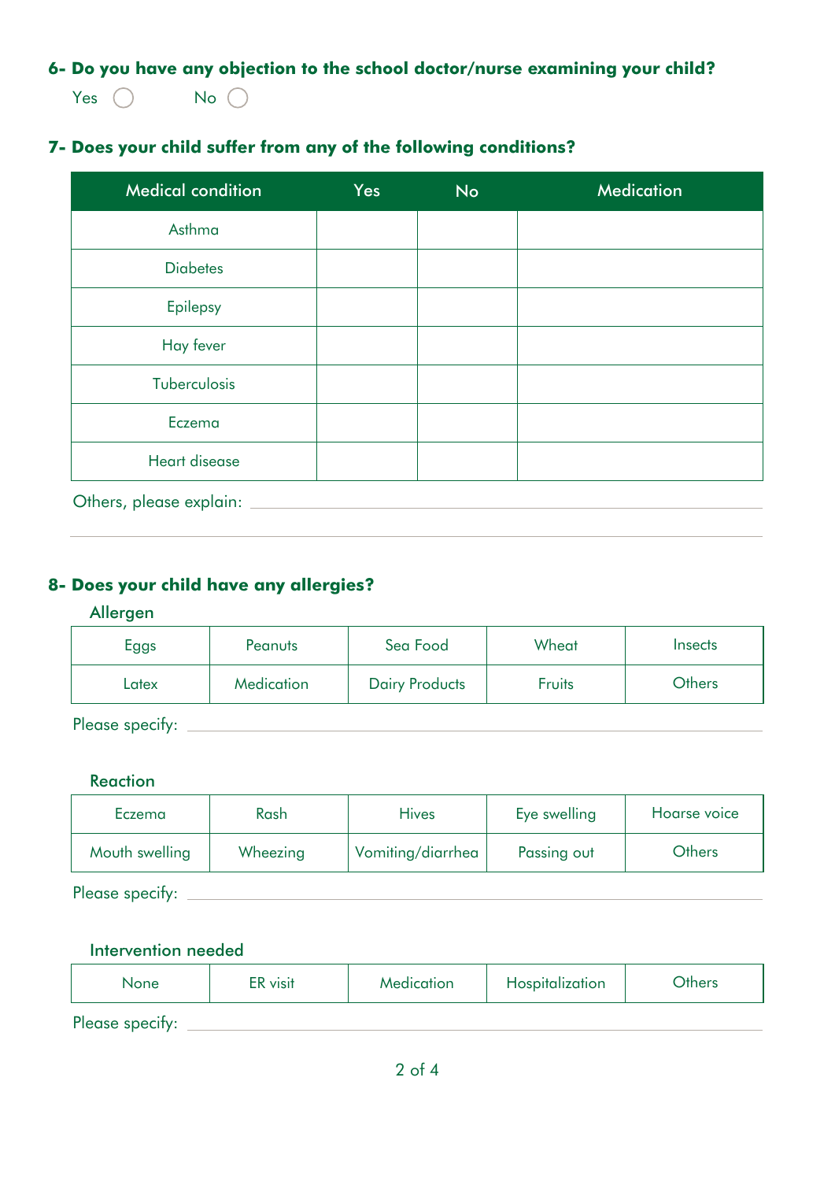**6- Do you have any objection to the school doctor/nurse examining your child?**

Yes ◯ No ◯

**7- Does your child suffer from any of the following conditions?**

| Medical condition | Yes | No | Medication |
|---|---|---|---|
| Asthma | | | |
| Diabetes | | | |
| Epilepsy | | | |
| Hay fever | | | |
| Tuberculosis | | | |
| Eczema | | | |
| Heart disease | | | |

Others, please explain: ____________________________________________

____________________________________________

**8- Does your child have any allergies?**

Allergen

| | | | | |
|---|---|---|---|---|
| Eggs | Peanuts | Sea Food | Wheat | Insects |
| Latex | Medication | Dairy Products | Fruits | Others |

Please specify: ____________________________________________

Reaction

| | | | | |
|---|---|---|---|---|
| Eczema | Rash | Hives | Eye swelling | Hoarse voice |
| Mouth swelling | Wheezing | Vomiting/diarrhea | Passing out | Others |

Please specify: ____________________________________________

Intervention needed

| | | | | |
|---|---|---|---|---|
| None | ER visit | Medication | Hospitalization | Others |

Please specify: ____________________________________________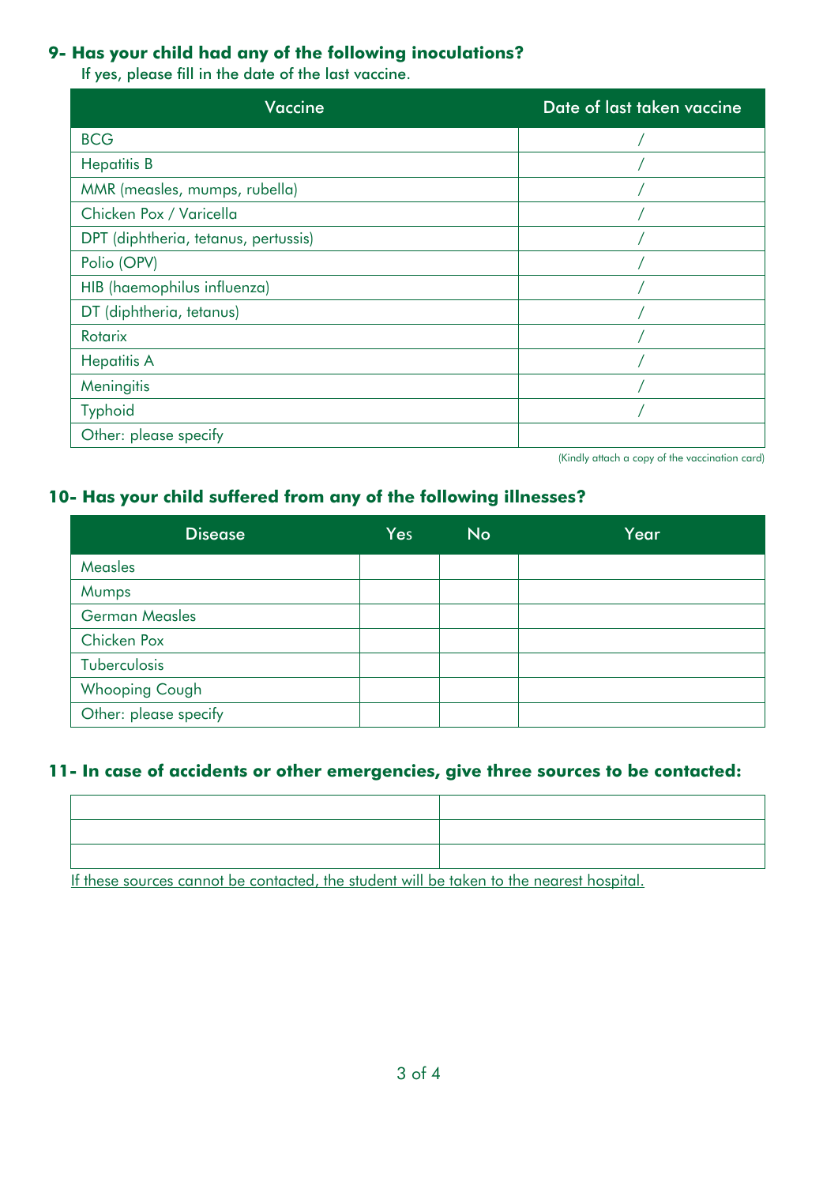## 9- Has your child had any of the following inoculations?

If yes, please fill in the date of the last vaccine.

| Vaccine | Date of last taken vaccine |
|---|---|
| BCG | / |
| Hepatitis B | / |
| MMR (measles, mumps, rubella) | / |
| Chicken Pox / Varicella | / |
| DPT (diphtheria, tetanus, pertussis) | / |
| Polio (OPV) | / |
| HIB (haemophilus influenza) | / |
| DT (diphtheria, tetanus) | / |
| Rotarix | / |
| Hepatitis A | / |
| Meningitis | / |
| Typhoid | / |
| Other: please specify | |

(Kindly attach a copy of the vaccination card)

## 10- Has your child suffered from any of the following illnesses?

| Disease | Yes | No | Year |
|---|---|---|---|
| Measles | | | |
| Mumps | | | |
| German Measles | | | |
| Chicken Pox | | | |
| Tuberculosis | | | |
| Whooping Cough | | | |
| Other: please specify | | | |

## 11- In case of accidents or other emergencies, give three sources to be contacted:

| | |
|---|---|
| | |
| | |
| | |

If these sources cannot be contacted, the student will be taken to the nearest hospital.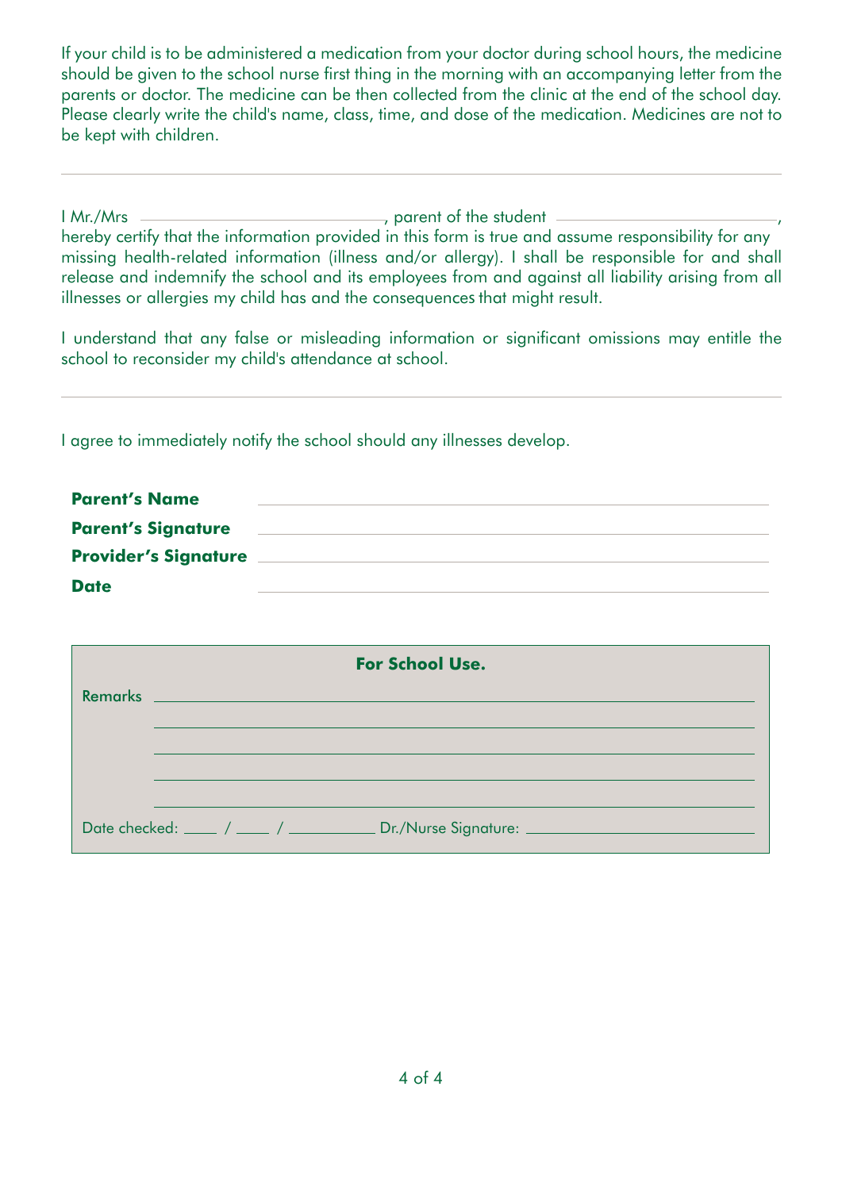If your child is to be administered a medication from your doctor during school hours, the medicine should be given to the school nurse first thing in the morning with an accompanying letter from the parents or doctor. The medicine can be then collected from the clinic at the end of the school day. Please clearly write the child's name, class, time, and dose of the medication. Medicines are not to be kept with children.

---

I Mr./Mrs ______________________________, parent of the student ___________________________, hereby certify that the information provided in this form is true and assume responsibility for any missing health-related information (illness and/or allergy). I shall be responsible for and shall release and indemnify the school and its employees from and against all liability arising from all illnesses or allergies my child has and the consequences that might result.

I understand that any false or misleading information or significant omissions may entitle the school to reconsider my child's attendance at school.

---

I agree to immediately notify the school should any illnesses develop.

**Parent's Name** ____________________________________________

**Parent's Signature** ____________________________________________

**Provider's Signature** ____________________________________________

**Date** ____________________________________________

**For School Use.**

Remarks ____________________________________________

____________________________________________

____________________________________________

____________________________________________

____________________________________________

Date checked: ____ / ____ / __________ Dr./Nurse Signature: __________________________